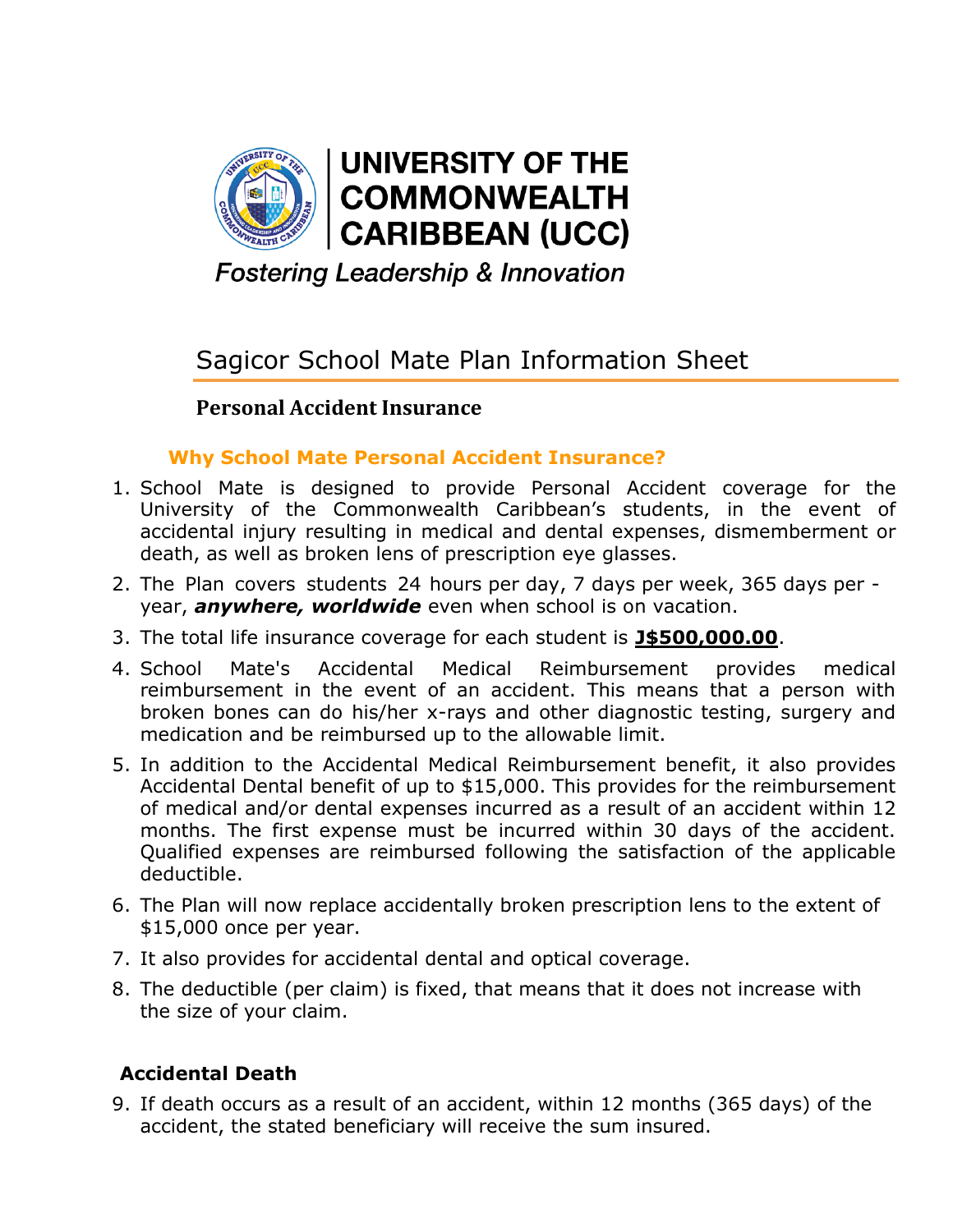# UNIVERSITY OF THE COMMONWEALTH CARIBBEAN (UCC)

*Fostering Leadership & Innovation*

## Sagicor School Mate Plan Information Sheet

### Personal Accident Insurance

#### Why School Mate Personal Accident Insurance?

1. School Mate is designed to provide Personal Accident coverage for the University of the Commonwealth Caribbean's students, in the event of accidental injury resulting in medical and dental expenses, dismemberment or death, as well as broken lens of prescription eye glasses.
2. The Plan covers students 24 hours per day, 7 days per week, 365 days per - year, ***anywhere, worldwide*** even when school is on vacation.
3. The total life insurance coverage for each student is **J$500,000.00**.
4. School Mate's Accidental Medical Reimbursement provides medical reimbursement in the event of an accident. This means that a person with broken bones can do his/her x-rays and other diagnostic testing, surgery and medication and be reimbursed up to the allowable limit.
5. In addition to the Accidental Medical Reimbursement benefit, it also provides Accidental Dental benefit of up to $15,000. This provides for the reimbursement of medical and/or dental expenses incurred as a result of an accident within 12 months. The first expense must be incurred within 30 days of the accident. Qualified expenses are reimbursed following the satisfaction of the applicable deductible.
6. The Plan will now replace accidentally broken prescription lens to the extent of $15,000 once per year.
7. It also provides for accidental dental and optical coverage.
8. The deductible (per claim) is fixed, that means that it does not increase with the size of your claim.

#### Accidental Death

9. If death occurs as a result of an accident, within 12 months (365 days) of the accident, the stated beneficiary will receive the sum insured.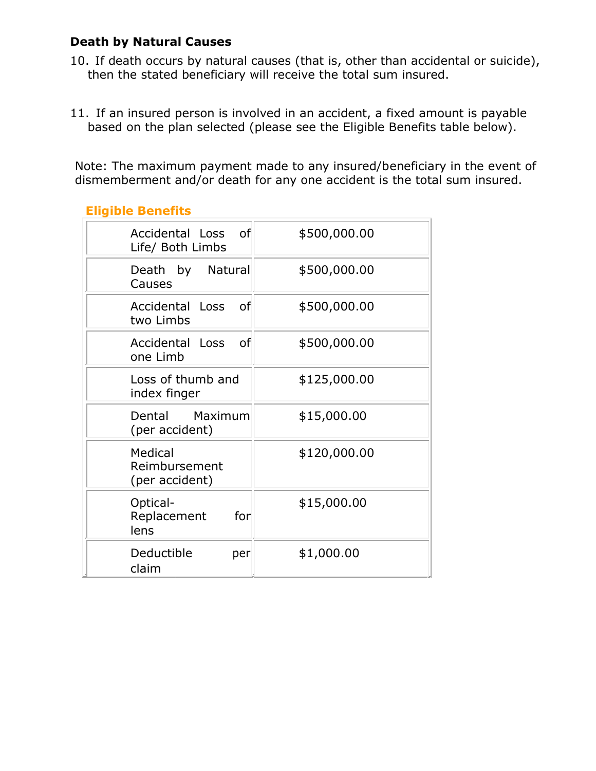**Death by Natural Causes**

10. If death occurs by natural causes (that is, other than accidental or suicide), then the stated beneficiary will receive the total sum insured.

11. If an insured person is involved in an accident, a fixed amount is payable based on the plan selected (please see the Eligible Benefits table below).

Note: The maximum payment made to any insured/beneficiary in the event of dismemberment and/or death for any one accident is the total sum insured.

**Eligible Benefits**

| | |
|---|---|
| Accidental Loss of Life/ Both Limbs | $500,000.00 |
| Death by Natural Causes | $500,000.00 |
| Accidental Loss of two Limbs | $500,000.00 |
| Accidental Loss of one Limb | $500,000.00 |
| Loss of thumb and index finger | $125,000.00 |
| Dental Maximum (per accident) | $15,000.00 |
| Medical Reimbursement (per accident) | $120,000.00 |
| Optical- Replacement for lens | $15,000.00 |
| Deductible per claim | $1,000.00 |